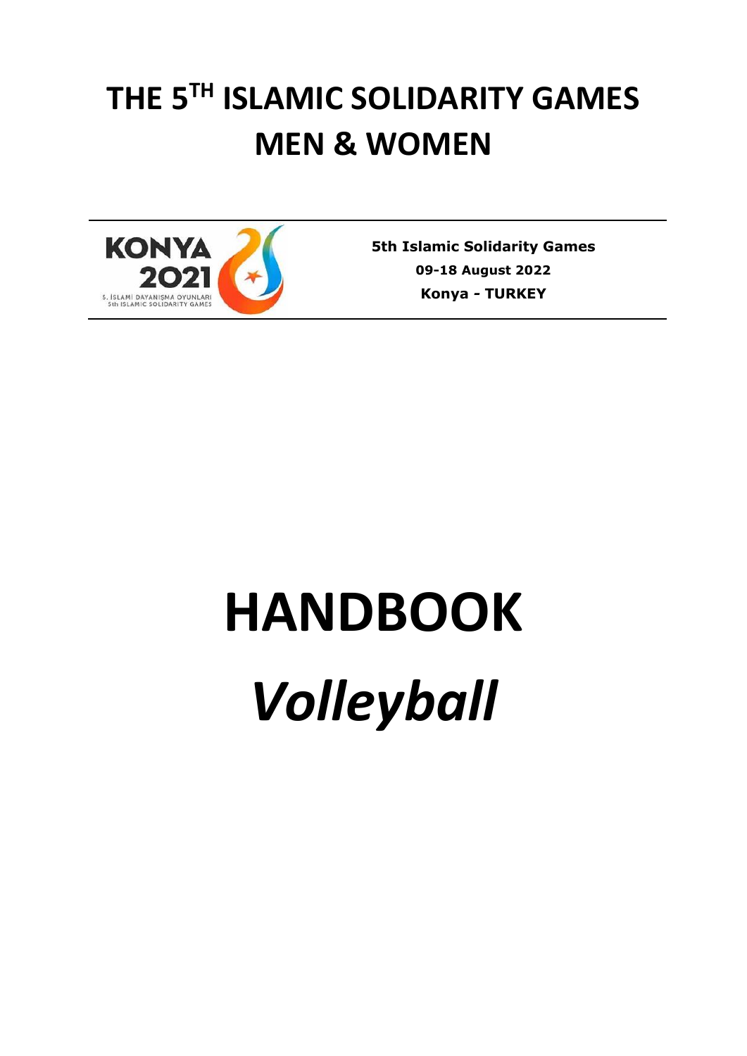# THE 5TH ISLAMIC SOLIDARITY GAMES MEN & WOMEN

KONYA 2021
5. İSLAMİ DAYANIŞMA OYUNLARI
5th ISLAMIC SOLIDARITY GAMES

**5th Islamic Solidarity Games**
**09-18 August 2022**
**Konya - TURKEY**

# HANDBOOK

# *Volleyball*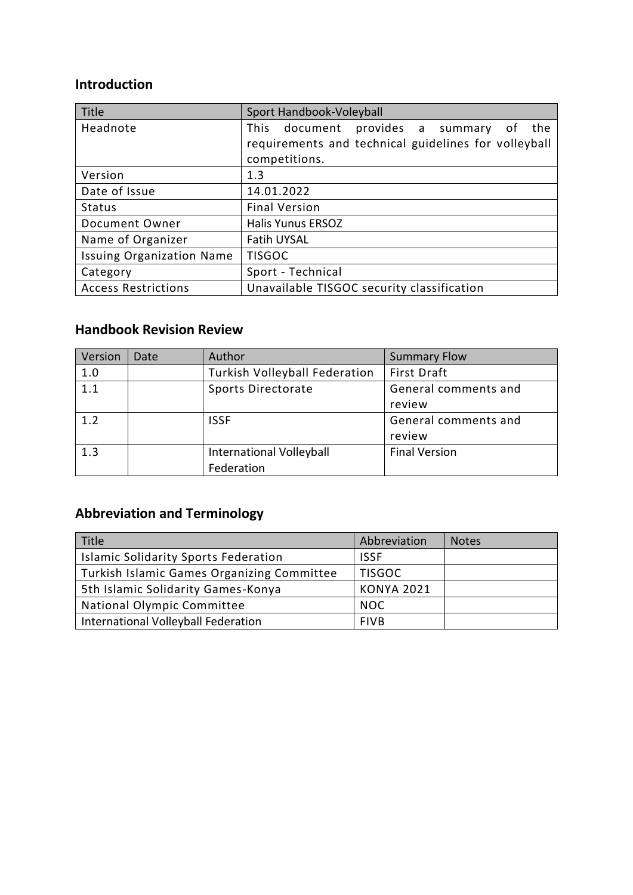## Introduction

| Title | Sport Handbook-Voleyball |
| --- | --- |
| Headnote | This document provides a summary of the requirements and technical guidelines for volleyball competitions. |
| Version | 1.3 |
| Date of Issue | 14.01.2022 |
| Status | Final Version |
| Document Owner | Halis Yunus ERSOZ |
| Name of Organizer | Fatih UYSAL |
| Issuing Organization Name | TISGOC |
| Category | Sport - Technical |
| Access Restrictions | Unavailable TISGOC security classification |

## Handbook Revision Review

| Version | Date | Author | Summary Flow |
| --- | --- | --- | --- |
| 1.0 | | Turkish Volleyball Federation | First Draft |
| 1.1 | | Sports Directorate | General comments and review |
| 1.2 | | ISSF | General comments and review |
| 1.3 | | International Volleyball Federation | Final Version |

## Abbreviation and Terminology

| Title | Abbreviation | Notes |
| --- | --- | --- |
| Islamic Solidarity Sports Federation | ISSF | |
| Turkish Islamic Games Organizing Committee | TISGOC | |
| 5th Islamic Solidarity Games-Konya | KONYA 2021 | |
| National Olympic Committee | NOC | |
| International Volleyball Federation | FIVB | |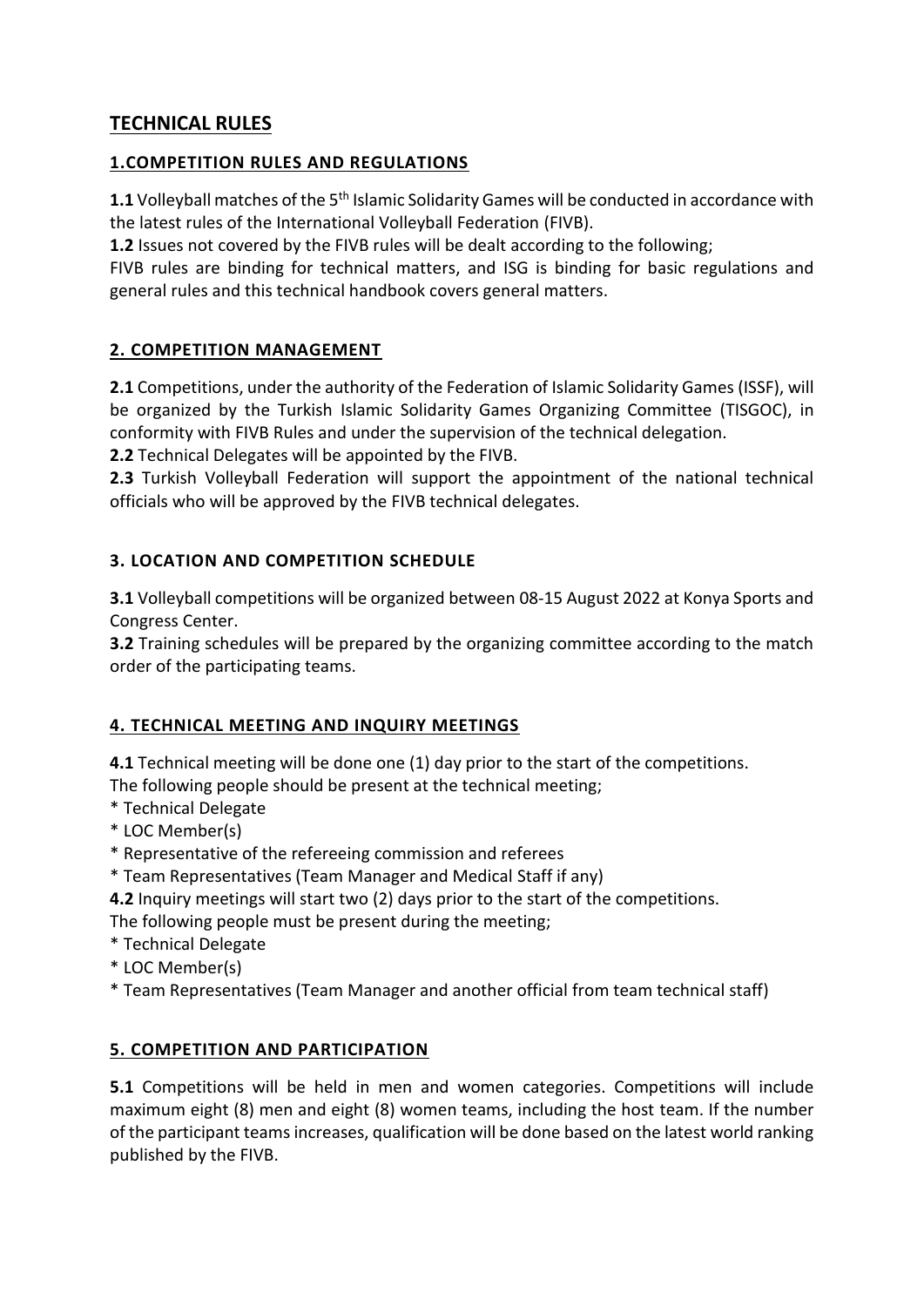## TECHNICAL RULES

### 1.COMPETITION RULES AND REGULATIONS

**1.1** Volleyball matches of the 5th Islamic Solidarity Games will be conducted in accordance with the latest rules of the International Volleyball Federation (FIVB).

**1.2** Issues not covered by the FIVB rules will be dealt according to the following;

FIVB rules are binding for technical matters, and ISG is binding for basic regulations and general rules and this technical handbook covers general matters.

### 2. COMPETITION MANAGEMENT

**2.1** Competitions, under the authority of the Federation of Islamic Solidarity Games (ISSF), will be organized by the Turkish Islamic Solidarity Games Organizing Committee (TISGOC), in conformity with FIVB Rules and under the supervision of the technical delegation.

**2.2** Technical Delegates will be appointed by the FIVB.

**2.3** Turkish Volleyball Federation will support the appointment of the national technical officials who will be approved by the FIVB technical delegates.

### 3. LOCATION AND COMPETITION SCHEDULE

**3.1** Volleyball competitions will be organized between 08-15 August 2022 at Konya Sports and Congress Center.

**3.2** Training schedules will be prepared by the organizing committee according to the match order of the participating teams.

### 4. TECHNICAL MEETING AND INQUIRY MEETINGS

**4.1** Technical meeting will be done one (1) day prior to the start of the competitions.

The following people should be present at the technical meeting;

* Technical Delegate
* LOC Member(s)
* Representative of the refereeing commission and referees
* Team Representatives (Team Manager and Medical Staff if any)

**4.2** Inquiry meetings will start two (2) days prior to the start of the competitions.

The following people must be present during the meeting;

* Technical Delegate
* LOC Member(s)
* Team Representatives (Team Manager and another official from team technical staff)

### 5. COMPETITION AND PARTICIPATION

**5.1** Competitions will be held in men and women categories. Competitions will include maximum eight (8) men and eight (8) women teams, including the host team. If the number of the participant teams increases, qualification will be done based on the latest world ranking published by the FIVB.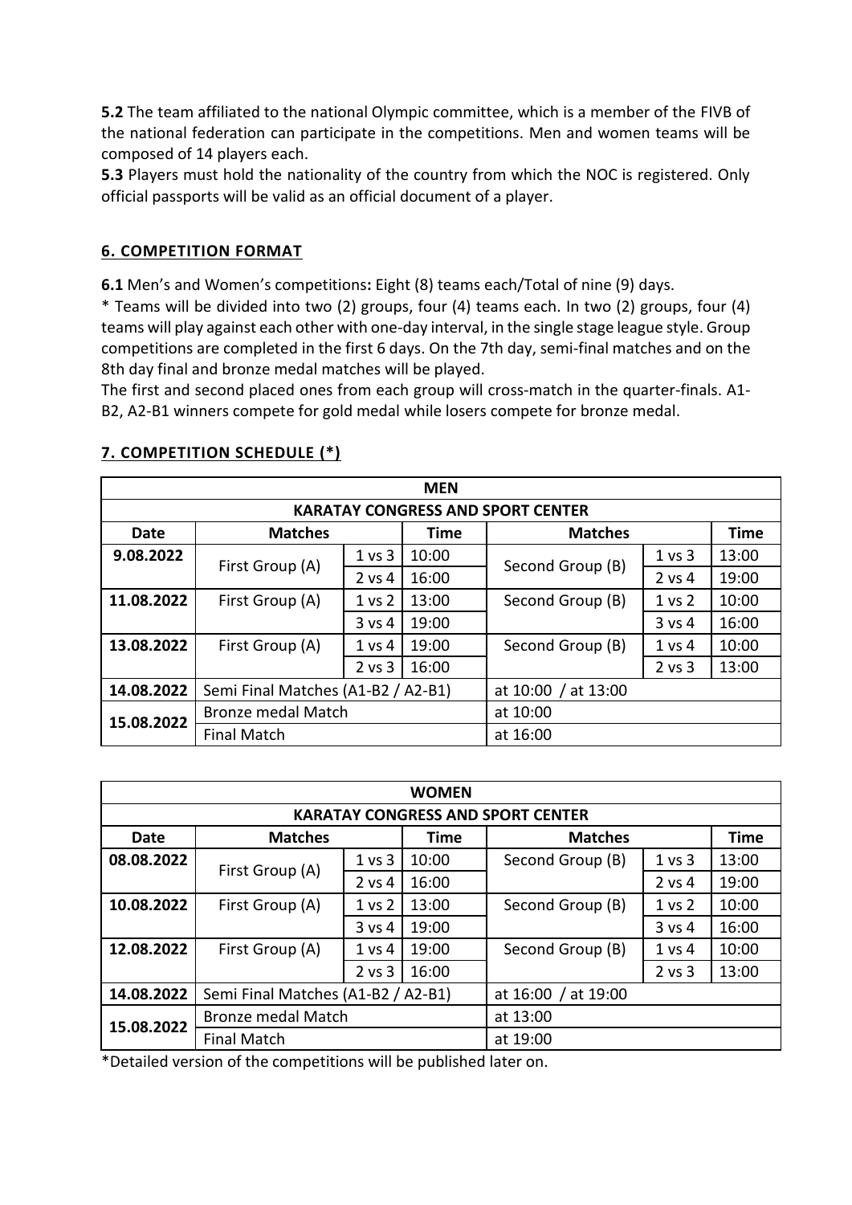**5.2** The team affiliated to the national Olympic committee, which is a member of the FIVB of the national federation can participate in the competitions. Men and women teams will be composed of 14 players each.

**5.3** Players must hold the nationality of the country from which the NOC is registered. Only official passports will be valid as an official document of a player.

## 6. COMPETITION FORMAT

**6.1** Men's and Women's competitions**:** Eight (8) teams each/Total of nine (9) days.

* Teams will be divided into two (2) groups, four (4) teams each. In two (2) groups, four (4) teams will play against each other with one-day interval, in the single stage league style. Group competitions are completed in the first 6 days. On the 7th day, semi-final matches and on the 8th day final and bronze medal matches will be played.

The first and second placed ones from each group will cross-match in the quarter-finals. A1-B2, A2-B1 winners compete for gold medal while losers compete for bronze medal.

## 7. COMPETITION SCHEDULE (*)

| MEN | | | | | | |
|---|---|---|---|---|---|---|
| **KARATAY CONGRESS AND SPORT CENTER** | | | | | | |
| **Date** | **Matches** | | **Time** | **Matches** | | **Time** |
| **9.08.2022** | First Group (A) | 1 vs 3 | 10:00 | Second Group (B) | 1 vs 3 | 13:00 |
| | | 2 vs 4 | 16:00 | | 2 vs 4 | 19:00 |
| **11.08.2022** | First Group (A) | 1 vs 2 | 13:00 | Second Group (B) | 1 vs 2 | 10:00 |
| | | 3 vs 4 | 19:00 | | 3 vs 4 | 16:00 |
| **13.08.2022** | First Group (A) | 1 vs 4 | 19:00 | Second Group (B) | 1 vs 4 | 10:00 |
| | | 2 vs 3 | 16:00 | | 2 vs 3 | 13:00 |
| **14.08.2022** | Semi Final Matches (A1-B2 / A2-B1) | | | at 10:00 / at 13:00 | | |
| **15.08.2022** | Bronze medal Match | | | at 10:00 | | |
| | Final Match | | | at 16:00 | | |

| WOMEN | | | | | | |
|---|---|---|---|---|---|---|
| **KARATAY CONGRESS AND SPORT CENTER** | | | | | | |
| **Date** | **Matches** | | **Time** | **Matches** | | **Time** |
| **08.08.2022** | First Group (A) | 1 vs 3 | 10:00 | Second Group (B) | 1 vs 3 | 13:00 |
| | | 2 vs 4 | 16:00 | | 2 vs 4 | 19:00 |
| **10.08.2022** | First Group (A) | 1 vs 2 | 13:00 | Second Group (B) | 1 vs 2 | 10:00 |
| | | 3 vs 4 | 19:00 | | 3 vs 4 | 16:00 |
| **12.08.2022** | First Group (A) | 1 vs 4 | 19:00 | Second Group (B) | 1 vs 4 | 10:00 |
| | | 2 vs 3 | 16:00 | | 2 vs 3 | 13:00 |
| **14.08.2022** | Semi Final Matches (A1-B2 / A2-B1) | | | at 16:00 / at 19:00 | | |
| **15.08.2022** | Bronze medal Match | | | at 13:00 | | |
| | Final Match | | | at 19:00 | | |

*Detailed version of the competitions will be published later on.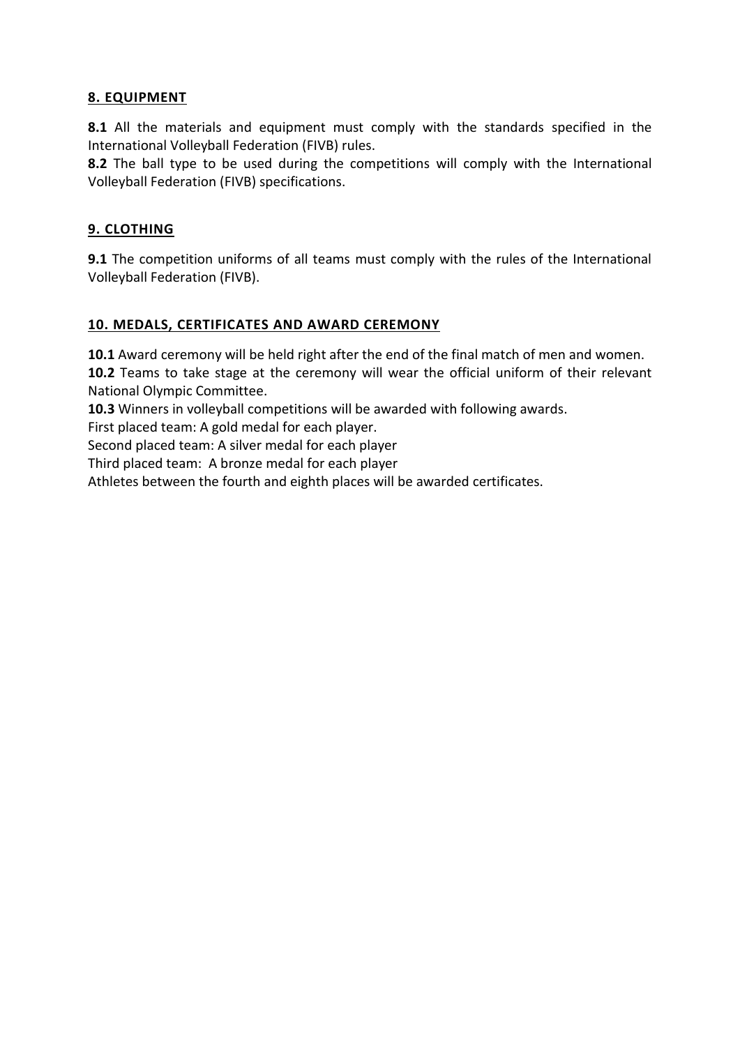## 8. EQUIPMENT

**8.1** All the materials and equipment must comply with the standards specified in the International Volleyball Federation (FIVB) rules.
**8.2** The ball type to be used during the competitions will comply with the International Volleyball Federation (FIVB) specifications.

## 9. CLOTHING

**9.1** The competition uniforms of all teams must comply with the rules of the International Volleyball Federation (FIVB).

## 10. MEDALS, CERTIFICATES AND AWARD CEREMONY

**10.1** Award ceremony will be held right after the end of the final match of men and women.
**10.2** Teams to take stage at the ceremony will wear the official uniform of their relevant National Olympic Committee.
**10.3** Winners in volleyball competitions will be awarded with following awards.
First placed team: A gold medal for each player.
Second placed team: A silver medal for each player
Third placed team: A bronze medal for each player
Athletes between the fourth and eighth places will be awarded certificates.